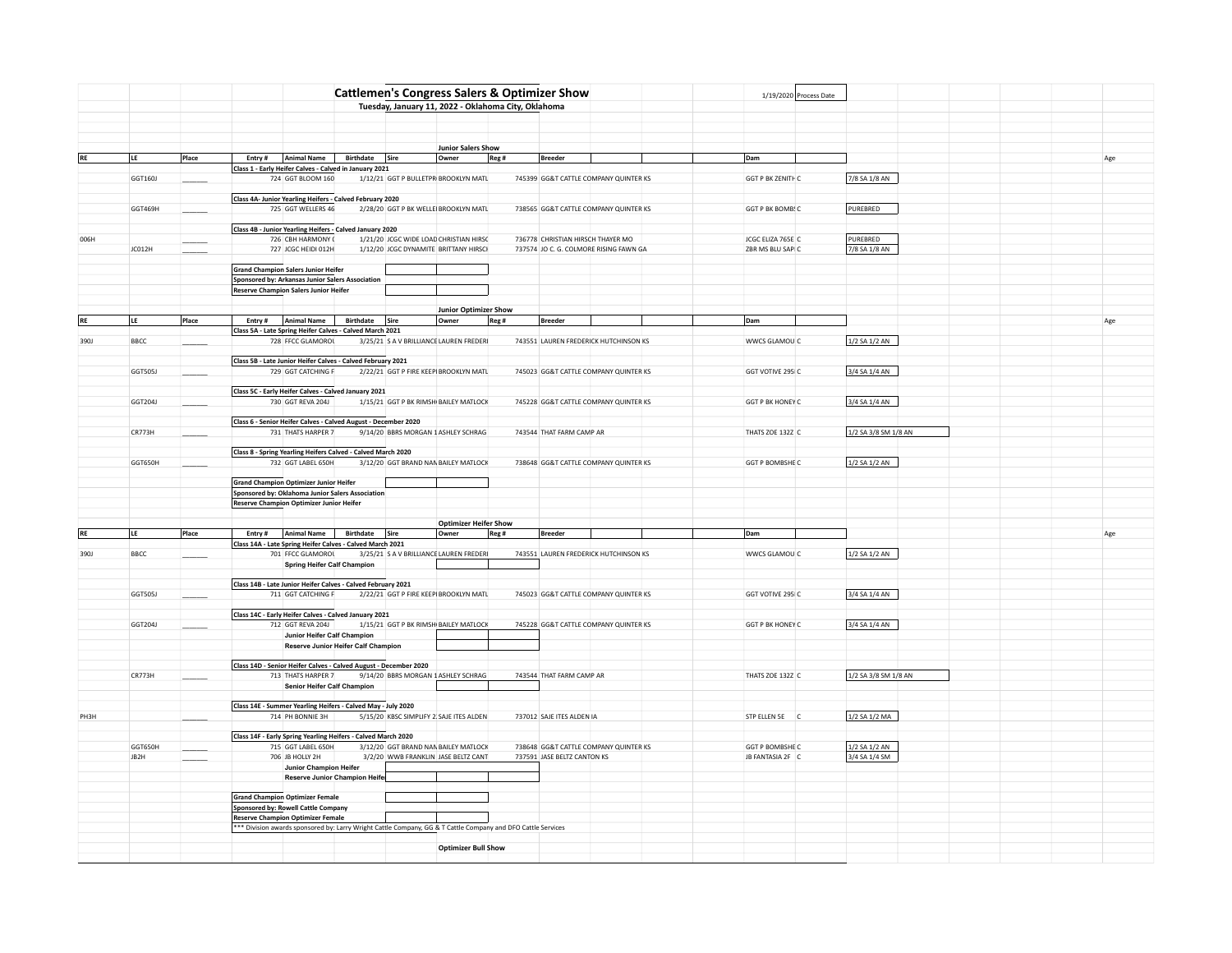# Cattlemen's Congress Salers & Optimizer Show

**Tuesday, January 11, 2022 - Oklahoma City, Oklahoma**

1/19/2020 Process Date

## Junior Salers Show

| RE | LE | Place | Entry # | Animal Name | Birthdate | Sire | Owner | Reg # | Breeder | Dam | | Age |
|---|---|---|---|---|---|---|---|---|---|---|---|---|
| | | | **Class 1 - Early Heifer Calves - Calved in January 2021** | | | | | | | | | |
| | GGT160J | _______ | 724 | GGT BLOOM 160 | 1/12/21 | GGT P BULLETPR | BROOKLYN MATL | 745399 | GG&T CATTLE COMPANY QUINTER KS | GGT P BK ZENITH C | 7/8 SA 1/8 AN | |
| | | | **Class 4A- Junior Yearling Heifers - Calved February 2020** | | | | | | | | | |
| | GGT469H | _______ | 725 | GGT WELLERS 46 | 2/28/20 | GGT P BK WELLE | BROOKLYN MATL | 738565 | GG&T CATTLE COMPANY QUINTER KS | GGT P BK BOMB C | PUREBRED | |
| | | | **Class 4B - Junior Yearling Heifers - Calved January 2020** | | | | | | | | | |
| 006H | | _______ | 726 | CBH HARMONY | 1/21/20 | JCGC WIDE LOAD | CHRISTIAN HIRSC | 736778 | CHRISTIAN HIRSCH THAYER MO | JCGC ELIZA 765E C | PUREBRED | |
| | JC012H | _______ | 727 | JCGC HEIDI 012H | 1/12/20 | JCGC DYNAMITE | BRITTANY HIRSCH | 737574 | JO C. G. COLMORE RISING FAWN GA | ZBR MS BLU SAP C | 7/8 SA 1/8 AN | |

**Grand Champion Salers Junior Heifer**

**Sponsored by: Arkansas Junior Salers Association**

**Reserve Champion Salers Junior Heifer**

## Junior Optimizer Show

| RE | LE | Place | Entry # | Animal Name | Birthdate | Sire | Owner | Reg # | Breeder | Dam | | Age |
|---|---|---|---|---|---|---|---|---|---|---|---|---|
| | | | **Class 5A - Late Spring Heifer Calves - Calved March 2021** | | | | | | | | | |
| 390J | BBCC | _______ | 728 | FFCC GLAMOROU | 3/25/21 | S A V BRILLIANCE | LAUREN FREDERI | 743551 | LAUREN FREDERICK HUTCHINSON KS | WWCS GLAMOU C | 1/2 SA 1/2 AN | |
| | | | **Class 5B - Late Junior Heifer Calves - Calved February 2021** | | | | | | | | | |
| | GGT505J | _______ | 729 | GGT CATCHING F | 2/22/21 | GGT P FIRE KEEP | BROOKLYN MATL | 745023 | GG&T CATTLE COMPANY QUINTER KS | GGT VOTIVE 295 C | 3/4 SA 1/4 AN | |
| | | | **Class 5C - Early Heifer Calves - Calved January 2021** | | | | | | | | | |
| | GGT204J | _______ | 730 | GGT REVA 204J | 1/15/21 | GGT P BK RIMSH | BAILEY MATLOCK | 745228 | GG&T CATTLE COMPANY QUINTER KS | GGT P BK HONEY C | 3/4 SA 1/4 AN | |
| | | | **Class 6 - Senior Heifer Calves - Calved August - December 2020** | | | | | | | | | |
| | CR773H | _______ | 731 | THATS HARPER 7 | 9/14/20 | BBRS MORGAN 1 | ASHLEY SCHRAG | 743544 | THAT FARM CAMP AR | THATS ZOE 132Z C | 1/2 SA 3/8 SM 1/8 AN | |
| | | | **Class 8 - Spring Yearling Heifers Calved - Calved March 2020** | | | | | | | | | |
| | GGT650H | _______ | 732 | GGT LABEL 650H | 3/12/20 | GGT BRAND NAM | BAILEY MATLOCK | 738648 | GG&T CATTLE COMPANY QUINTER KS | GGT P BOMBSHE C | 1/2 SA 1/2 AN | |

**Grand Champion Optimizer Junior Heifer**

**Sponsored by: Oklahoma Junior Salers Association**

**Reserve Champion Optimizer Junior Heifer**

## Optimizer Heifer Show

| RE | LE | Place | Entry # | Animal Name | Birthdate | Sire | Owner | Reg # | Breeder | Dam | | Age |
|---|---|---|---|---|---|---|---|---|---|---|---|---|
| | | | **Class 14A - Late Spring Heifer Calves - Calved March 2021** | | | | | | | | | |
| 390J | BBCC | _______ | 701 | FFCC GLAMOROU | 3/25/21 | S A V BRILLIANCE | LAUREN FREDERI | 743551 | LAUREN FREDERICK HUTCHINSON KS | WWCS GLAMOU C | 1/2 SA 1/2 AN | |
| | | | | **Spring Heifer Calf Champion** | | | | | | | | |
| | | | **Class 14B - Late Junior Heifer Calves - Calved February 2021** | | | | | | | | | |
| | GGT505J | _______ | 711 | GGT CATCHING F | 2/22/21 | GGT P FIRE KEEP | BROOKLYN MATL | 745023 | GG&T CATTLE COMPANY QUINTER KS | GGT VOTIVE 295 C | 3/4 SA 1/4 AN | |
| | | | **Class 14C - Early Heifer Calves - Calved January 2021** | | | | | | | | | |
| | GGT204J | _______ | 712 | GGT REVA 204J | 1/15/21 | GGT P BK RIMSH | BAILEY MATLOCK | 745228 | GG&T CATTLE COMPANY QUINTER KS | GGT P BK HONEY C | 3/4 SA 1/4 AN | |
| | | | | **Junior Heifer Calf Champion** | | | | | | | | |
| | | | | **Reserve Junior Heifer Calf Champion** | | | | | | | | |
| | | | **Class 14D - Senior Heifer Calves - Calved August - December 2020** | | | | | | | | | |
| | CR773H | _______ | 713 | THATS HARPER 7 | 9/14/20 | BBRS MORGAN 1 | ASHLEY SCHRAG | 743544 | THAT FARM CAMP AR | THATS ZOE 132Z C | 1/2 SA 3/8 SM 1/8 AN | |
| | | | | **Senior Heifer Calf Champion** | | | | | | | | |
| | | | **Class 14E - Summer Yearling Heifers - Calved May - July 2020** | | | | | | | | | |
| PH3H | | _______ | 714 | PH BONNIE 3H | 5/15/20 | KBSC SIMPLIFY 2 | SAJE ITES ALDEN | 737012 | SAJE ITES ALDEN IA | STP ELLEN 5E C | 1/2 SA 1/2 MA | |
| | | | **Class 14F - Early Spring Yearling Heifers - Calved March 2020** | | | | | | | | | |
| | GGT650H | _______ | 715 | GGT LABEL 650H | 3/12/20 | GGT BRAND NAM | BAILEY MATLOCK | 738648 | GG&T CATTLE COMPANY QUINTER KS | GGT P BOMBSHE C | 1/2 SA 1/2 AN | |
| | JB2H | _______ | 706 | JB HOLLY 2H | 3/2/20 | WWB FRANKLIN | JASE BELTZ CANT | 737591 | JASE BELTZ CANTON KS | JB FANTASIA 2F C | 3/4 SA 1/4 SM | |
| | | | | **Junior Champion Heifer** | | | | | | | | |
| | | | | **Reserve Junior Champion Heifer** | | | | | | | | |

**Grand Champion Optimizer Female**

**Sponsored by: Rowell Cattle Company**

**Reserve Champion Optimizer Female**

*** Division awards sponsored by: Larry Wright Cattle Company, GG & T Cattle Company and DFO Cattle Services

## Optimizer Bull Show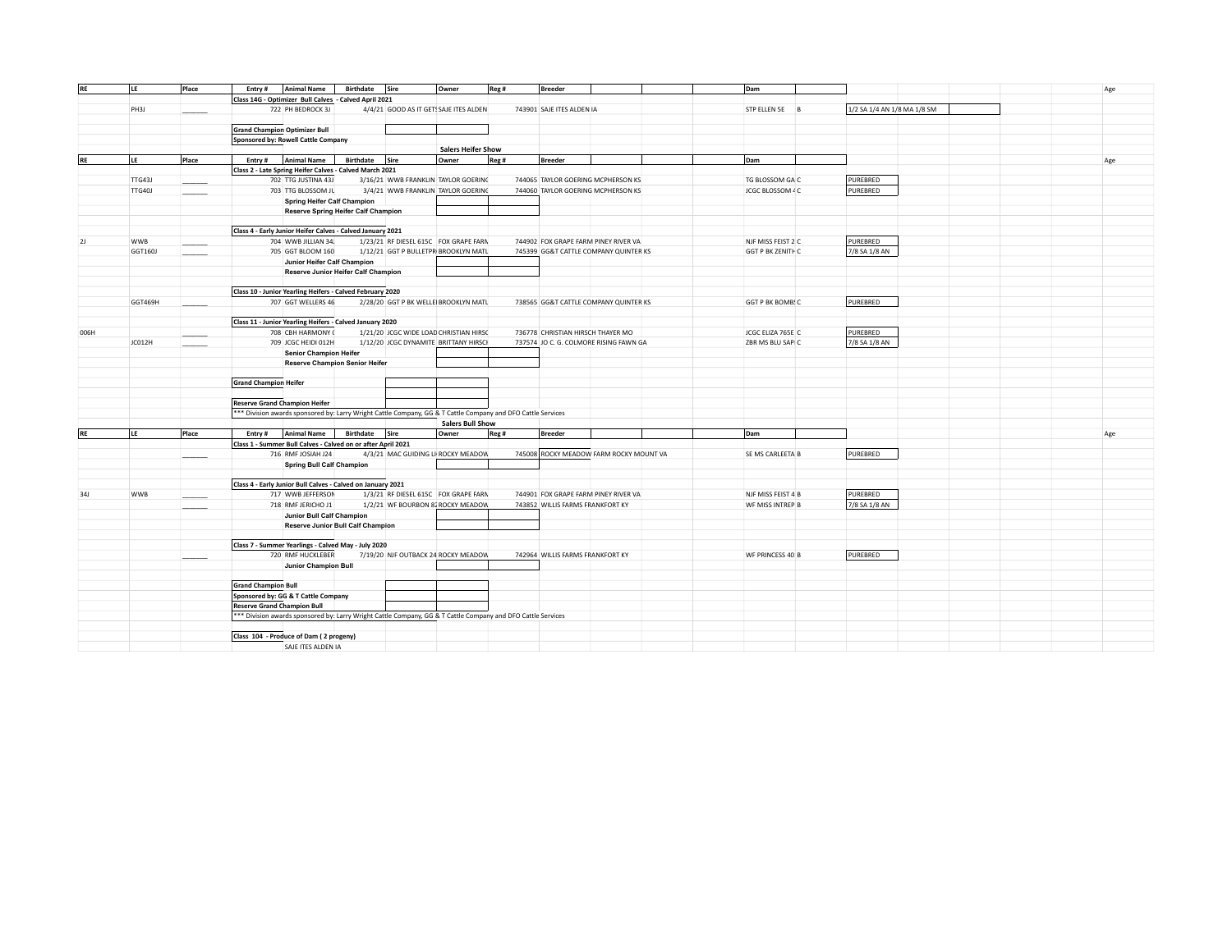| RE | LE | Place | Entry # | Animal Name | Birthdate | Sire | Owner | Reg # | Breeder | | | | Dam | | | | | | | Age |
|---|---|---|---|---|---|---|---|---|---|---|---|---|---|---|---|---|---|---|---|---|
| | | | Class 14G - Optimizer Bull Calves - Calved April 2021 | | | | | | | | | | | | | | | | | |
| | PH3J | _______ | 722 | PH BEDROCK 3J | 4/4/21 | GOOD AS IT GETS | SAJE ITES ALDEN | 743901 | SAJE ITES ALDEN IA | | | | STP ELLEN 5E | B | 1/2 SA 1/4 AN 1/8 MA 1/8 SM | | | | | |
| | | | Grand Champion Optimizer Bull | | | | | | | | | | | | | | | | | |
| | | | Sponsored by: Rowell Cattle Company | | | | | | | | | | | | | | | | | |
| | | | | | | | Salers Heifer Show | | | | | | | | | | | | | |
| RE | LE | Place | Entry # | Animal Name | Birthdate | Sire | Owner | Reg # | Breeder | | | | Dam | | | | | | | Age |
| | | | Class 2 - Late Spring Heifer Calves - Calved March 2021 | | | | | | | | | | | | | | | | | |
| | TTG43J | _______ | 702 | TTG JUSTINA 43J | 3/16/21 | WWB FRANKLIN | TAYLOR GOERING | 744065 | TAYLOR GOERING MCPHERSON KS | | | | TG BLOSSOM GA | C | PUREBRED | | | | | |
| | TTG40J | _______ | 703 | TTG BLOSSOM JL | 3/4/21 | WWB FRANKLIN | TAYLOR GOERING | 744060 | TAYLOR GOERING MCPHERSON KS | | | | JCGC BLOSSOM 4 | C | PUREBRED | | | | | |
| | | | | Spring Heifer Calf Champion | | | | | | | | | | | | | | | | |
| | | | | Reserve Spring Heifer Calf Champion | | | | | | | | | | | | | | | | |
| | | | Class 4 - Early Junior Heifer Calves - Calved January 2021 | | | | | | | | | | | | | | | | | |
| 2J | WWB | _______ | 704 | WWB JILLIAN 34 | 1/23/21 | RF DIESEL 615C | FOX GRAPE FARM | 744902 | FOX GRAPE FARM PINEY RIVER VA | | | | NJF MISS FEIST 2 | C | PUREBRED | | | | | |
| | GGT160J | _______ | 705 | GGT BLOOM 160 | 1/12/21 | GGT P BULLETPR | BROOKLYN MATL | 745399 | GG&T CATTLE COMPANY QUINTER KS | | | | GGT P BK ZENITH | C | 7/8 SA 1/8 AN | | | | | |
| | | | | Junior Heifer Calf Champion | | | | | | | | | | | | | | | | |
| | | | | Reserve Junior Heifer Calf Champion | | | | | | | | | | | | | | | | |
| | | | Class 10 - Junior Yearling Heifers - Calved February 2020 | | | | | | | | | | | | | | | | | |
| | GGT469H | _______ | 707 | GGT WELLERS 46 | 2/28/20 | GGT P BK WELLE | BROOKLYN MATL | 738565 | GG&T CATTLE COMPANY QUINTER KS | | | | GGT P BK BOMB | C | PUREBRED | | | | | |
| | | | Class 11 - Junior Yearling Heifers - Calved January 2020 | | | | | | | | | | | | | | | | | |
| 006H | | _______ | 708 | CBH HARMONY | 1/21/20 | JCGC WIDE LOAD | CHRISTIAN HIRSC | 736778 | CHRISTIAN HIRSCH THAYER MO | | | | JCGC ELIZA 765E | C | PUREBRED | | | | | |
| | JC012H | _______ | 709 | JCGC HEIDI 012H | 1/12/20 | JCGC DYNAMITE | BRITTANY HIRSCH | 737574 | JO C. G. COLMORE RISING FAWN GA | | | | ZBR MS BLU SAP | C | 7/8 SA 1/8 AN | | | | | |
| | | | | Senior Champion Heifer | | | | | | | | | | | | | | | | |
| | | | | Reserve Champion Senior Heifer | | | | | | | | | | | | | | | | |
| | | | Grand Champion Heifer | | | | | | | | | | | | | | | | | |
| | | | Reserve Grand Champion Heifer | | | | | | | | | | | | | | | | | |
| | | | *** Division awards sponsored by: Larry Wright Cattle Company, GG & T Cattle Company and DFO Cattle Services | | | | | | | | | | | | | | | | | |
| | | | | | | | Salers Bull Show | | | | | | | | | | | | | |
| RE | LE | Place | Entry # | Animal Name | Birthdate | Sire | Owner | Reg # | Breeder | | | | Dam | | | | | | | Age |
| | | | Class 1 - Summer Bull Calves - Calved on or after April 2021 | | | | | | | | | | | | | | | | | |
| | | _______ | 716 | RMF JOSIAH J24 | 4/3/21 | MAC GUIDING LI | ROCKY MEADOW | 745008 | ROCKY MEADOW FARM ROCKY MOUNT VA | | | | SE MS CARLEETA | B | PUREBRED | | | | | |
| | | | | Spring Bull Calf Champion | | | | | | | | | | | | | | | | |
| | | | Class 4 - Early Junior Bull Calves - Calved on January 2021 | | | | | | | | | | | | | | | | | |
| 34J | WWB | _______ | 717 | WWB JEFFERSON | 1/3/21 | RF DIESEL 615C | FOX GRAPE FARM | 744901 | FOX GRAPE FARM PINEY RIVER VA | | | | NJF MISS FEIST 4 | B | PUREBRED | | | | | |
| | | _______ | 718 | RMF JERICHO J1 | 1/2/21 | WF BOURBON 82 | ROCKY MEADOW | 743852 | WILLIS FARMS FRANKFORT KY | | | | WF MISS INTREP | B | 7/8 SA 1/8 AN | | | | | |
| | | | | Junior Bull Calf Champion | | | | | | | | | | | | | | | | |
| | | | | Reserve Junior Bull Calf Champion | | | | | | | | | | | | | | | | |
| | | | Class 7 - Summer Yearlings - Calved May - July 2020 | | | | | | | | | | | | | | | | | |
| | | _______ | 720 | RMF HUCKLEBER | 7/19/20 | NJF OUTBACK 24 | ROCKY MEADOW | 742964 | WILLIS FARMS FRANKFORT KY | | | | WF PRINCESS 40 | B | PUREBRED | | | | | |
| | | | | Junior Champion Bull | | | | | | | | | | | | | | | | |
| | | | Grand Champion Bull | | | | | | | | | | | | | | | | | |
| | | | Sponsored by: GG & T Cattle Company | | | | | | | | | | | | | | | | | |
| | | | Reserve Grand Champion Bull | | | | | | | | | | | | | | | | | |
| | | | *** Division awards sponsored by: Larry Wright Cattle Company, GG & T Cattle Company and DFO Cattle Services | | | | | | | | | | | | | | | | | |
| | | | Class 104 - Produce of Dam ( 2 progeny) | | | | | | | | | | | | | | | | | |
| | | | | SAJE ITES ALDEN IA | | | | | | | | | | | | | | | | |